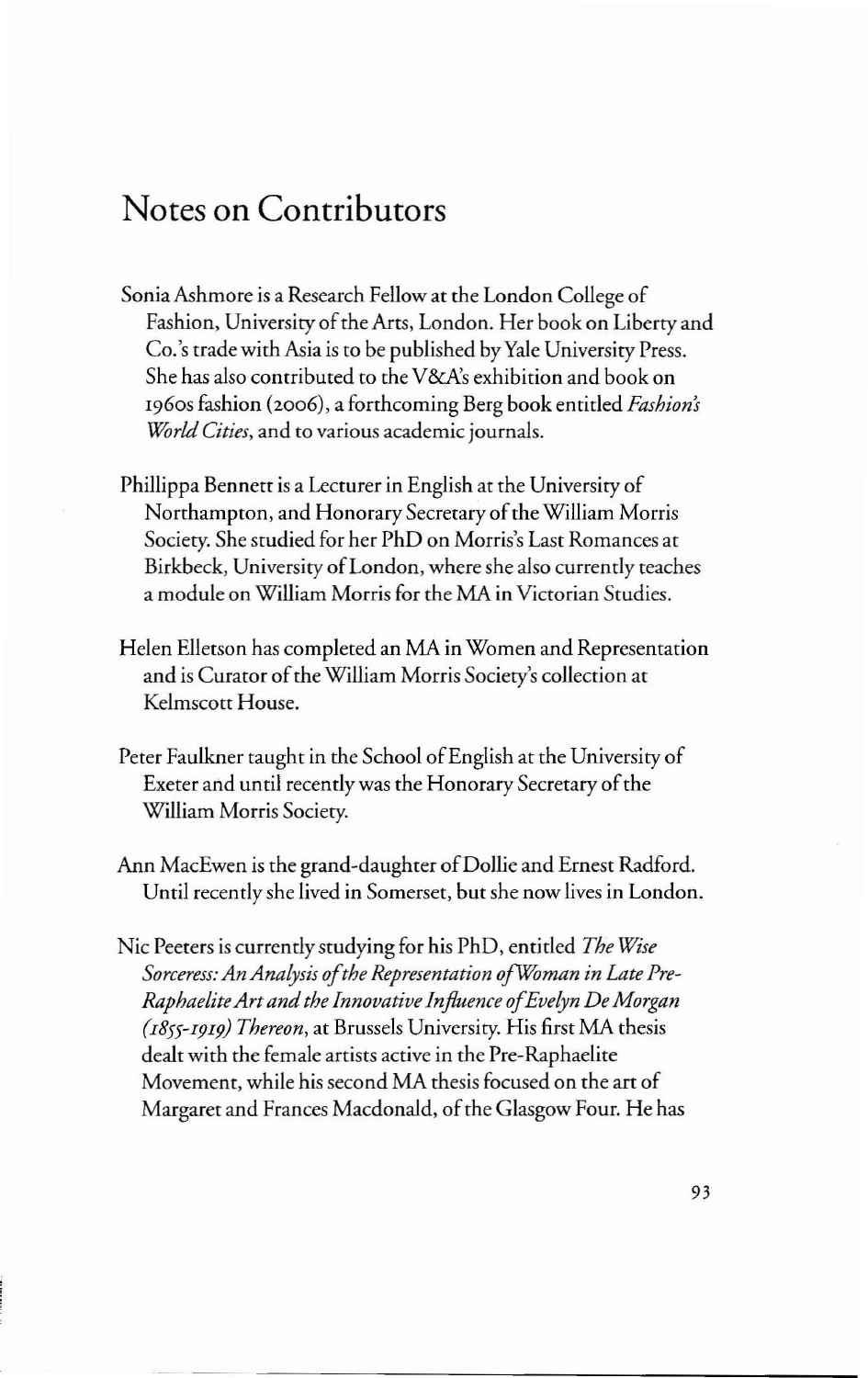# Notes on Contributors

Sonia Ashmore is a Research Fellow at the London College of Fashion, University of the Arts, London. Her book on Liberty and Co.'s trade with Asia is to be published by Yale University Press. She has also contributed to the V&A's exhibition and book on 1960s fashion (2006), a forthcoming Berg book entitled *Fashion's World Cities*, and to various academic journals.

Phillippa Bennett is a Lecturer in English at the University of Northampton, and Honorary Secretary of the William Morris Society. She studied for her PhD on Morris's Last Romances at Birkbeck, University of London, where she also currently teaches a module on William Morris for the MA in Victorian Studies.

Helen Elletson has completed an MA in Women and Representation and is Curator of the William Morris Society's collection at Kelmscott House.

Peter Faulkner taught in the School of English at the University of Exeter and until recently was the Honorary Secretary of the William Morris Society.

Ann MacEwen is the grand-daughter of Dollie and Ernest Radford. Until recently she lived in Somerset, but she now lives in London.

Nic Peeters is currently studying for his PhD, entitled *The Wise Sorceress: An Analysis of the Representation of Woman in Late Pre-Raphaelite Art and the Innovative Influence of Evelyn De Morgan (1855-1919) Thereon*, at Brussels University. His first MA thesis dealt with the female artists active in the Pre-Raphaelite Movement, while his second MA thesis focused on the art of Margaret and Frances Macdonald, of the Glasgow Four. He has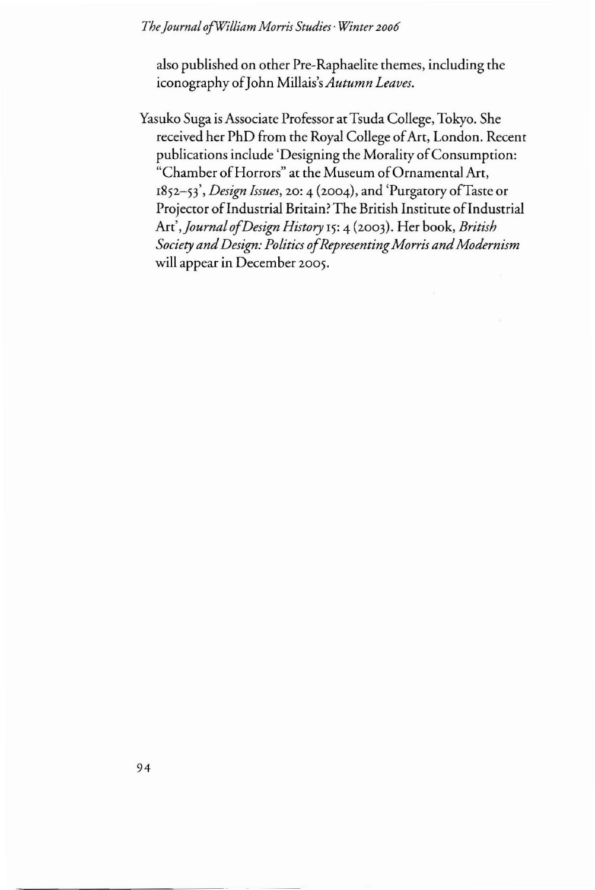also published on other Pre-Raphaelite themes, including the iconography of John Millais's *Autumn Leaves*.

Yasuko Suga is Associate Professor at Tsuda College, Tokyo. She received her PhD from the Royal College of Art, London. Recent publications include 'Designing the Morality of Consumption: "Chamber of Horrors" at the Museum of Ornamental Art, 1852–53', *Design Issues*, 20: 4 (2004), and 'Purgatory of Taste or Projector of Industrial Britain? The British Institute of Industrial Art', *Journal of Design History* 15: 4 (2003). Her book, *British Society and Design: Politics of Representing Morris and Modernism* will appear in December 2005.